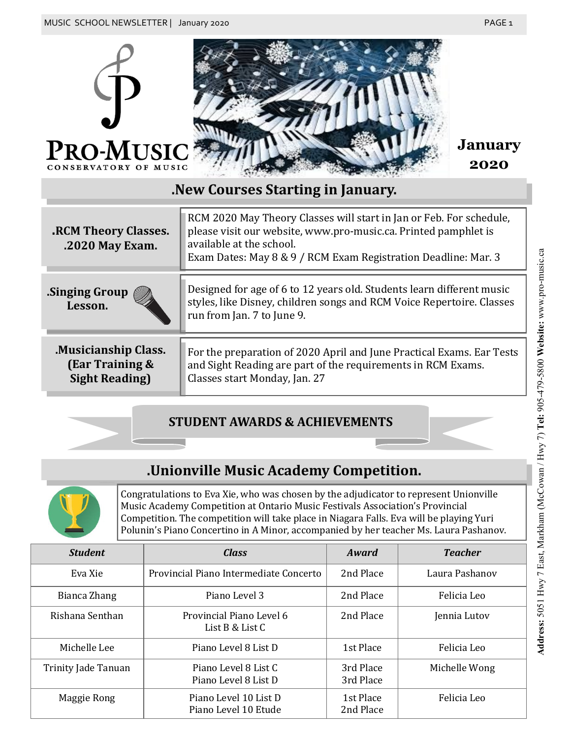PRO-MUSIC
CONSERVATORY OF MUSIC

**January 2020**

## .New Courses Starting in January.

| | |
|---|---|
| **.RCM Theory Classes. .2020 May Exam.** | RCM 2020 May Theory Classes will start in Jan or Feb. For schedule, please visit our website, www.pro-music.ca. Printed pamphlet is available at the school. Exam Dates: May 8 & 9 / RCM Exam Registration Deadline: Mar. 3 |
| **.Singing Group Lesson.** | Designed for age of 6 to 12 years old. Students learn different music styles, like Disney, children songs and RCM Voice Repertoire. Classes run from Jan. 7 to June 9. |
| **.Musicianship Class. (Ear Training & Sight Reading)** | For the preparation of 2020 April and June Practical Exams. Ear Tests and Sight Reading are part of the requirements in RCM Exams. Classes start Monday, Jan. 27 |

## STUDENT AWARDS & ACHIEVEMENTS

### .Unionville Music Academy Competition.

Congratulations to Eva Xie, who was chosen by the adjudicator to represent Unionville Music Academy Competition at Ontario Music Festivals Association's Provincial Competition. The competition will take place in Niagara Falls. Eva will be playing Yuri Polunin's Piano Concertino in A Minor, accompanied by her teacher Ms. Laura Pashanov.

| *Student* | *Class* | *Award* | *Teacher* |
|---|---|---|---|
| Eva Xie | Provincial Piano Intermediate Concerto | 2nd Place | Laura Pashanov |
| Bianca Zhang | Piano Level 3 | 2nd Place | Felicia Leo |
| Rishana Senthan | Provincial Piano Level 6 List B & List C | 2nd Place | Jennia Lutov |
| Michelle Lee | Piano Level 8 List D | 1st Place | Felicia Leo |
| Trinity Jade Tanuan | Piano Level 8 List C<br>Piano Level 8 List D | 3rd Place<br>3rd Place | Michelle Wong |
| Maggie Rong | Piano Level 10 List D<br>Piano Level 10 Etude | 1st Place<br>2nd Place | Felicia Leo |

**Address:** 5051 Hwy 7 East, Markham (McCowan / Hwy 7) **Tel:** 905-479-5800 **Website:** www.pro-music.ca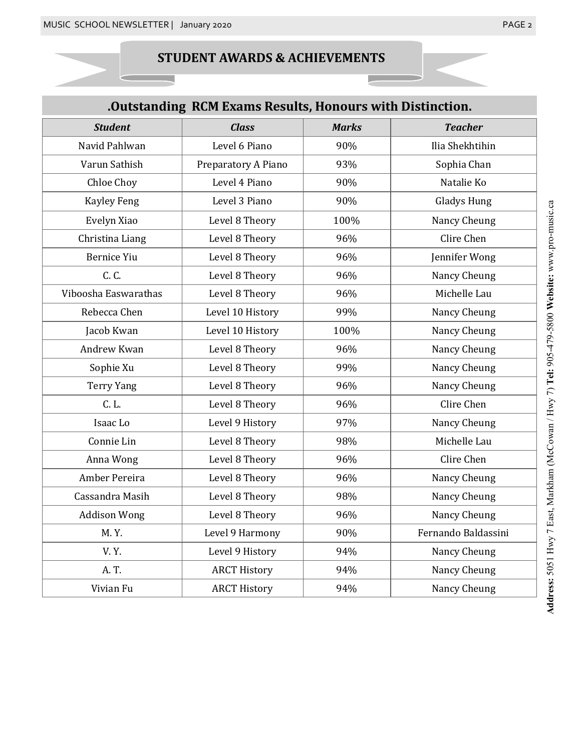## STUDENT AWARDS & ACHIEVEMENTS

### .Outstanding RCM Exams Results, Honours with Distinction.

| ***Student*** | ***Class*** | ***Marks*** | ***Teacher*** |
|---|---|---|---|
| Navid Pahlwan | Level 6 Piano | 90% | Ilia Shekhtihin |
| Varun Sathish | Preparatory A Piano | 93% | Sophia Chan |
| Chloe Choy | Level 4 Piano | 90% | Natalie Ko |
| Kayley Feng | Level 3 Piano | 90% | Gladys Hung |
| Evelyn Xiao | Level 8 Theory | 100% | Nancy Cheung |
| Christina Liang | Level 8 Theory | 96% | Clire Chen |
| Bernice Yiu | Level 8 Theory | 96% | Jennifer Wong |
| C. C. | Level 8 Theory | 96% | Nancy Cheung |
| Viboosha Easwarathas | Level 8 Theory | 96% | Michelle Lau |
| Rebecca Chen | Level 10 History | 99% | Nancy Cheung |
| Jacob Kwan | Level 10 History | 100% | Nancy Cheung |
| Andrew Kwan | Level 8 Theory | 96% | Nancy Cheung |
| Sophie Xu | Level 8 Theory | 99% | Nancy Cheung |
| Terry Yang | Level 8 Theory | 96% | Nancy Cheung |
| C. L. | Level 8 Theory | 96% | Clire Chen |
| Isaac Lo | Level 9 History | 97% | Nancy Cheung |
| Connie Lin | Level 8 Theory | 98% | Michelle Lau |
| Anna Wong | Level 8 Theory | 96% | Clire Chen |
| Amber Pereira | Level 8 Theory | 96% | Nancy Cheung |
| Cassandra Masih | Level 8 Theory | 98% | Nancy Cheung |
| Addison Wong | Level 8 Theory | 96% | Nancy Cheung |
| M. Y. | Level 9 Harmony | 90% | Fernando Baldassini |
| V. Y. | Level 9 History | 94% | Nancy Cheung |
| A. T. | ARCT History | 94% | Nancy Cheung |
| Vivian Fu | ARCT History | 94% | Nancy Cheung |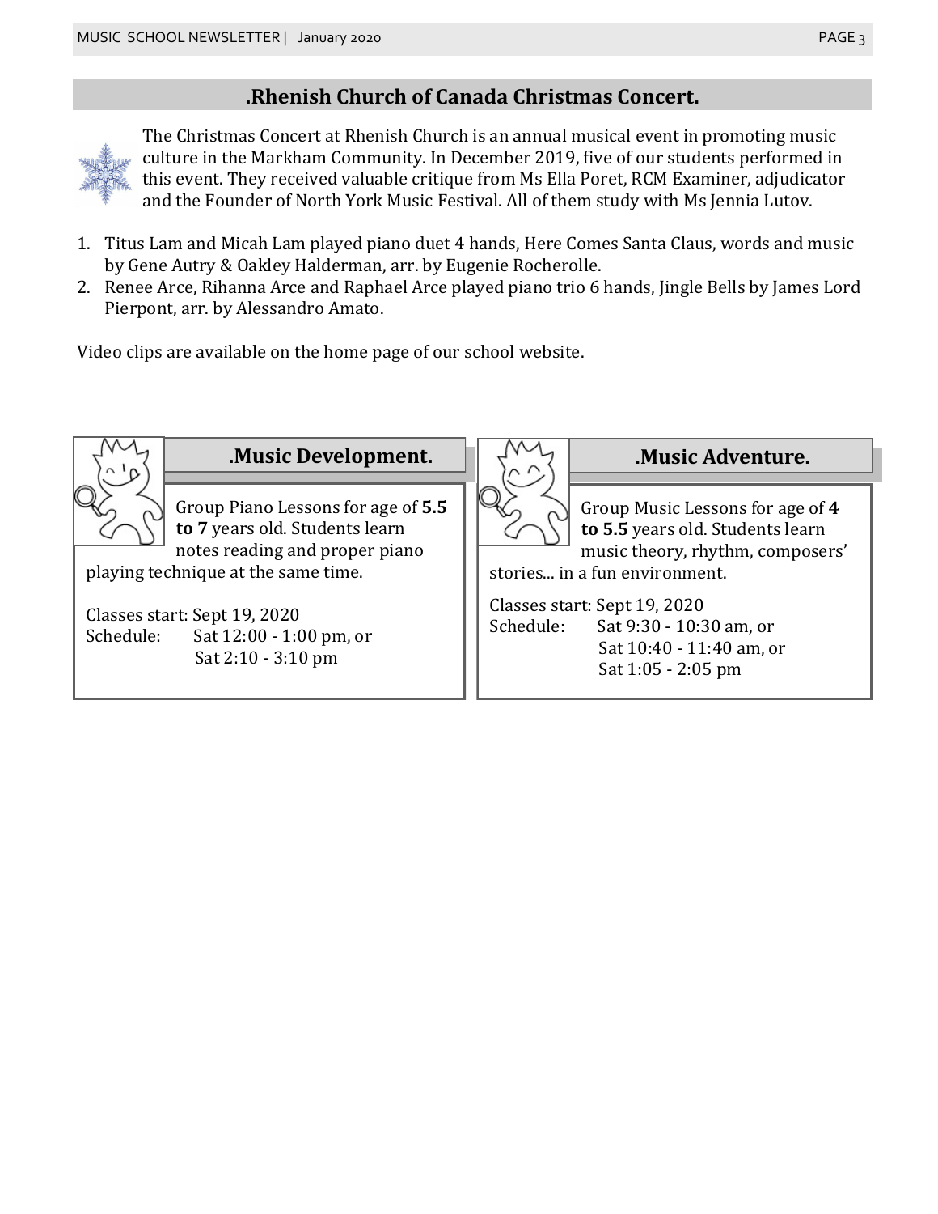## .Rhenish Church of Canada Christmas Concert.

The Christmas Concert at Rhenish Church is an annual musical event in promoting music culture in the Markham Community. In December 2019, five of our students performed in this event. They received valuable critique from Ms Ella Poret, RCM Examiner, adjudicator and the Founder of North York Music Festival. All of them study with Ms Jennia Lutov.

1. Titus Lam and Micah Lam played piano duet 4 hands, Here Comes Santa Claus, words and music by Gene Autry & Oakley Halderman, arr. by Eugenie Rocherolle.
2. Renee Arce, Rihanna Arce and Raphael Arce played piano trio 6 hands, Jingle Bells by James Lord Pierpont, arr. by Alessandro Amato.

Video clips are available on the home page of our school website.

### .Music Development.

Group Piano Lessons for age of **5.5 to 7** years old. Students learn notes reading and proper piano playing technique at the same time.

Classes start: Sept 19, 2020
Schedule: Sat 12:00 - 1:00 pm, or
Sat 2:10 - 3:10 pm

### .Music Adventure.

Group Music Lessons for age of **4 to 5.5** years old. Students learn music theory, rhythm, composers' stories... in a fun environment.

Classes start: Sept 19, 2020
Schedule: Sat 9:30 - 10:30 am, or
Sat 10:40 - 11:40 am, or
Sat 1:05 - 2:05 pm